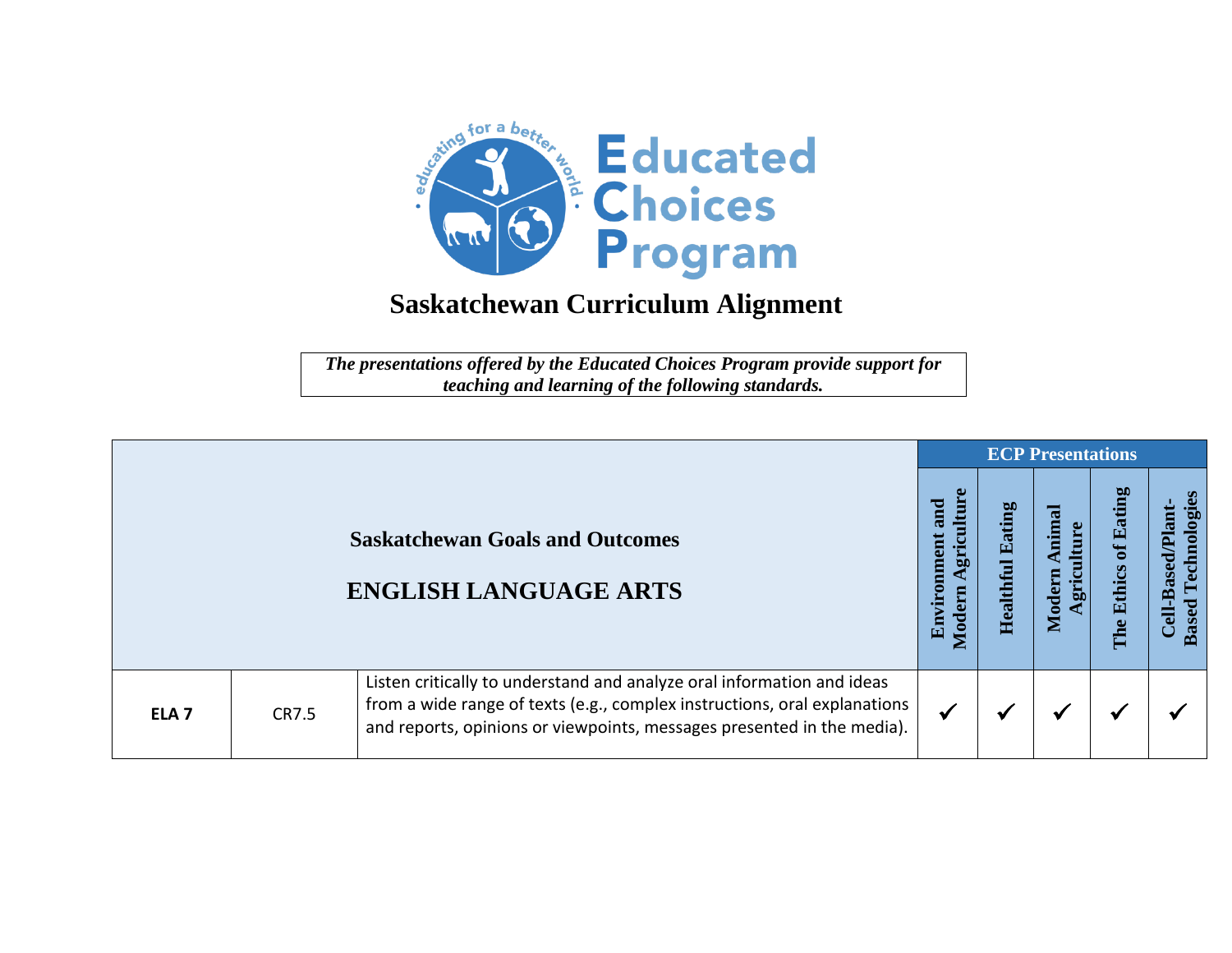# Educated Choices Program

## Saskatchewan Curriculum Alignment

*The presentations offered by the Educated Choices Program provide support for teaching and learning of the following standards.*

| Saskatchewan Goals and Outcomes<br>ENGLISH LANGUAGE ARTS | | | ECP Presentations | | | | |
|---|---|---|---|---|---|---|---|
| | | | Environment and Modern Agriculture | Healthful Eating | Modern Animal Agriculture | The Ethics of Eating | Cell-Based/Plant-Based Technologies |
| **ELA 7** | CR7.5 | Listen critically to understand and analyze oral information and ideas from a wide range of texts (e.g., complex instructions, oral explanations and reports, opinions or viewpoints, messages presented in the media). | ✓ | ✓ | ✓ | ✓ | ✓ |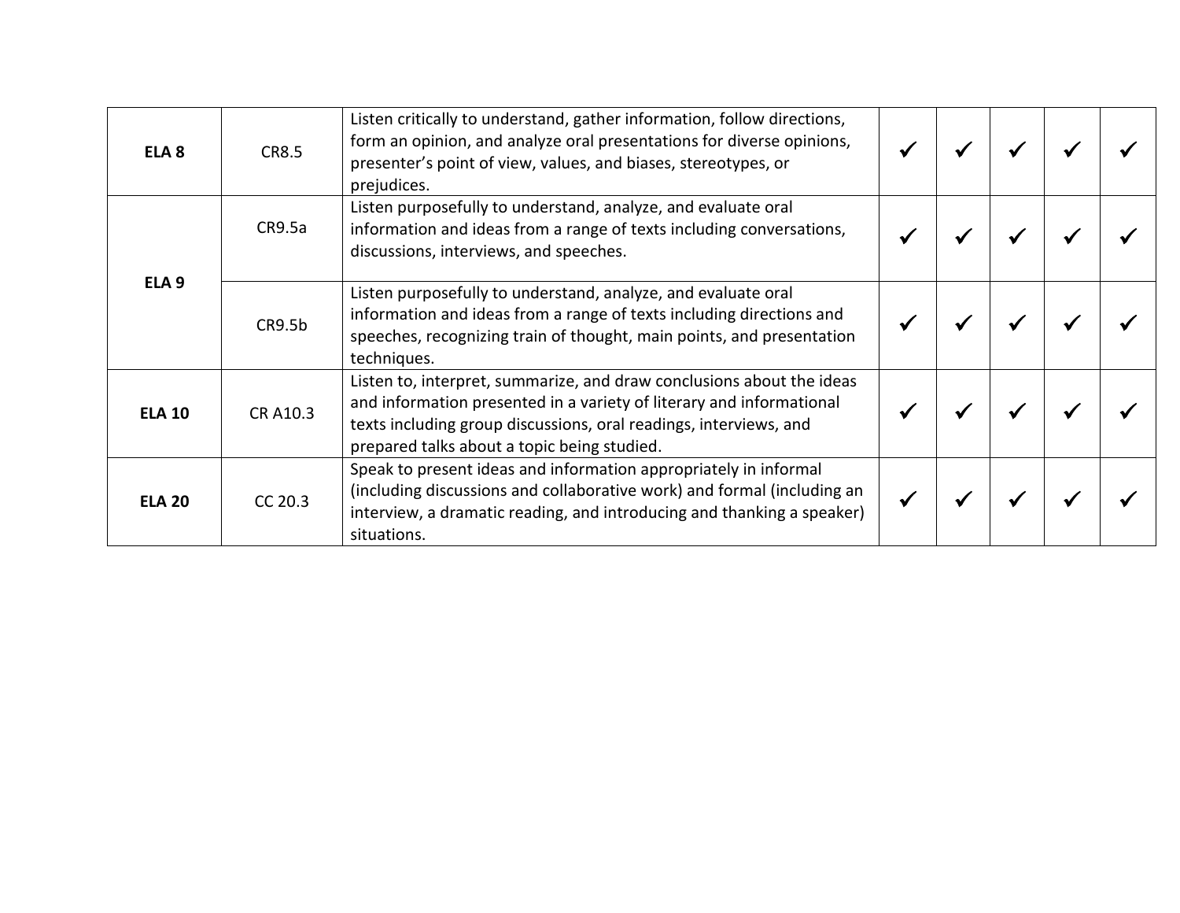| | | | | | | | |
|---|---|---|---|---|---|---|---|
| **ELA 8** | CR8.5 | Listen critically to understand, gather information, follow directions, form an opinion, and analyze oral presentations for diverse opinions, presenter's point of view, values, and biases, stereotypes, or prejudices. | ✓ | ✓ | ✓ | ✓ | ✓ |
| **ELA 9** | CR9.5a | Listen purposefully to understand, analyze, and evaluate oral information and ideas from a range of texts including conversations, discussions, interviews, and speeches. | ✓ | ✓ | ✓ | ✓ | ✓ |
| | CR9.5b | Listen purposefully to understand, analyze, and evaluate oral information and ideas from a range of texts including directions and speeches, recognizing train of thought, main points, and presentation techniques. | ✓ | ✓ | ✓ | ✓ | ✓ |
| **ELA 10** | CR A10.3 | Listen to, interpret, summarize, and draw conclusions about the ideas and information presented in a variety of literary and informational texts including group discussions, oral readings, interviews, and prepared talks about a topic being studied. | ✓ | ✓ | ✓ | ✓ | ✓ |
| **ELA 20** | CC 20.3 | Speak to present ideas and information appropriately in informal (including discussions and collaborative work) and formal (including an interview, a dramatic reading, and introducing and thanking a speaker) situations. | ✓ | ✓ | ✓ | ✓ | ✓ |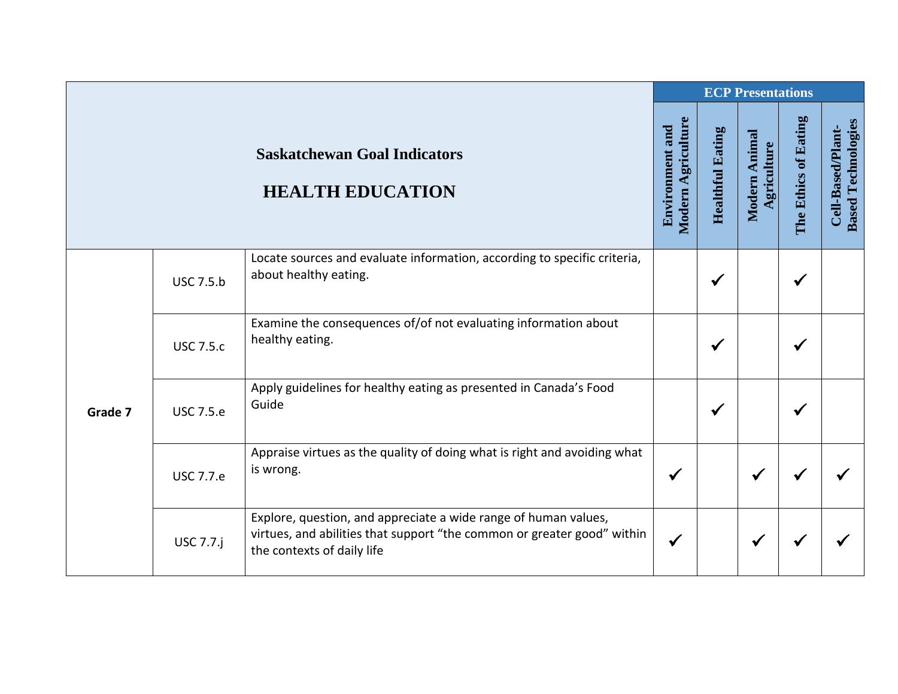| Saskatchewan Goal Indicators<br><br>HEALTH EDUCATION | | | ECP Presentations | | | | |
|---|---|---|---|---|---|---|---|
| | | | Environment and Modern Agriculture | Healthful Eating | Modern Animal Agriculture | The Ethics of Eating | Cell-Based/Plant-Based Technologies |
| Grade 7 | USC 7.5.b | Locate sources and evaluate information, according to specific criteria, about healthy eating. | | ✓ | | ✓ | |
| | USC 7.5.c | Examine the consequences of/of not evaluating information about healthy eating. | | ✓ | | ✓ | |
| | USC 7.5.e | Apply guidelines for healthy eating as presented in Canada's Food Guide | | ✓ | | ✓ | |
| | USC 7.7.e | Appraise virtues as the quality of doing what is right and avoiding what is wrong. | ✓ | | ✓ | ✓ | ✓ |
| | USC 7.7.j | Explore, question, and appreciate a wide range of human values, virtues, and abilities that support "the common or greater good" within the contexts of daily life | ✓ | | ✓ | ✓ | ✓ |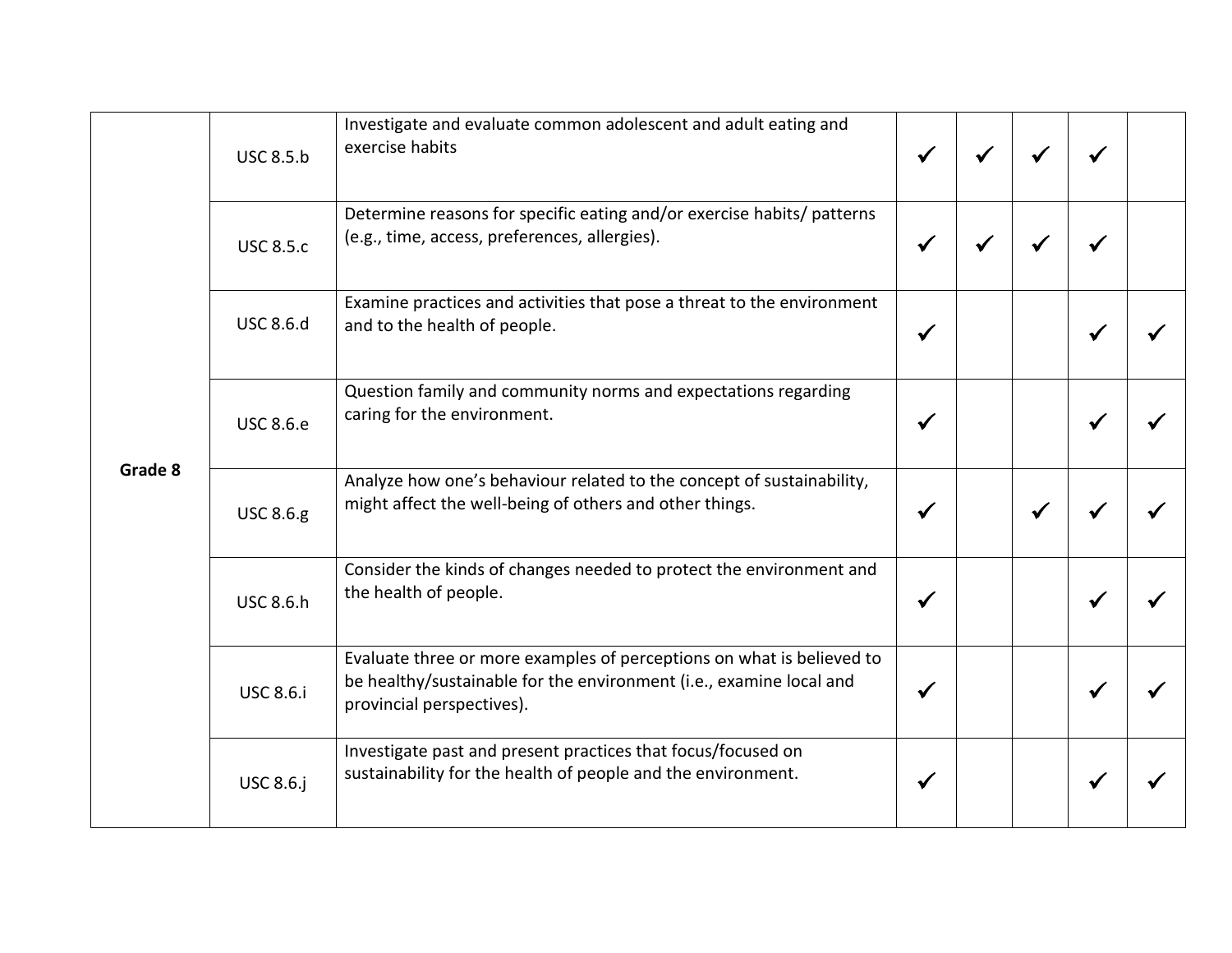| | | | | | | | |
|---|---|---|---|---|---|---|---|
| Grade 8 | USC 8.5.b | Investigate and evaluate common adolescent and adult eating and exercise habits | ✓ | ✓ | ✓ | ✓ | |
| | USC 8.5.c | Determine reasons for specific eating and/or exercise habits/ patterns (e.g., time, access, preferences, allergies). | ✓ | ✓ | ✓ | ✓ | |
| | USC 8.6.d | Examine practices and activities that pose a threat to the environment and to the health of people. | ✓ | | | ✓ | ✓ |
| | USC 8.6.e | Question family and community norms and expectations regarding caring for the environment. | ✓ | | | ✓ | ✓ |
| | USC 8.6.g | Analyze how one's behaviour related to the concept of sustainability, might affect the well-being of others and other things. | ✓ | | ✓ | ✓ | ✓ |
| | USC 8.6.h | Consider the kinds of changes needed to protect the environment and the health of people. | ✓ | | | ✓ | ✓ |
| | USC 8.6.i | Evaluate three or more examples of perceptions on what is believed to be healthy/sustainable for the environment (i.e., examine local and provincial perspectives). | ✓ | | | ✓ | ✓ |
| | USC 8.6.j | Investigate past and present practices that focus/focused on sustainability for the health of people and the environment. | ✓ | | | ✓ | ✓ |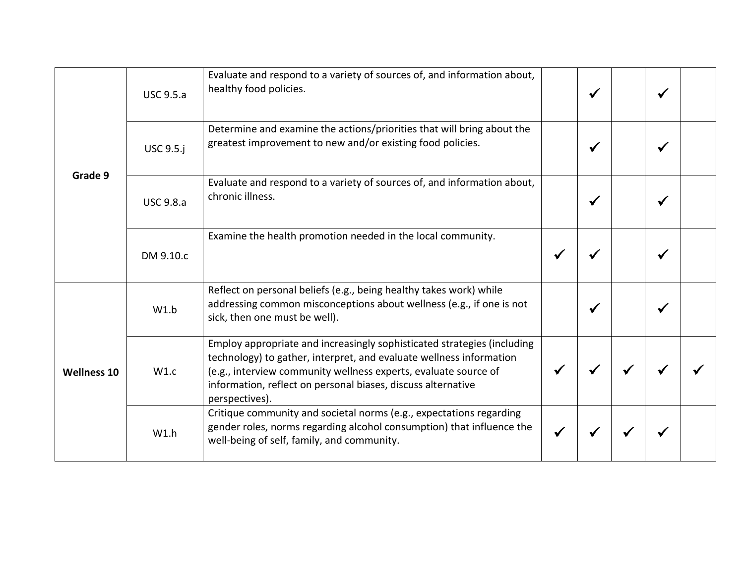| | | | | | | | |
|---|---|---|---|---|---|---|---|
| **Grade 9** | USC 9.5.a | Evaluate and respond to a variety of sources of, and information about, healthy food policies. | | ✓ | | ✓ | |
| | USC 9.5.j | Determine and examine the actions/priorities that will bring about the greatest improvement to new and/or existing food policies. | | ✓ | | ✓ | |
| | USC 9.8.a | Evaluate and respond to a variety of sources of, and information about, chronic illness. | | ✓ | | ✓ | |
| | DM 9.10.c | Examine the health promotion needed in the local community. | ✓ | ✓ | | ✓ | |
| **Wellness 10** | W1.b | Reflect on personal beliefs (e.g., being healthy takes work) while addressing common misconceptions about wellness (e.g., if one is not sick, then one must be well). | | ✓ | | ✓ | |
| | W1.c | Employ appropriate and increasingly sophisticated strategies (including technology) to gather, interpret, and evaluate wellness information (e.g., interview community wellness experts, evaluate source of information, reflect on personal biases, discuss alternative perspectives). | ✓ | ✓ | ✓ | ✓ | ✓ |
| | W1.h | Critique community and societal norms (e.g., expectations regarding gender roles, norms regarding alcohol consumption) that influence the well-being of self, family, and community. | ✓ | ✓ | ✓ | ✓ | |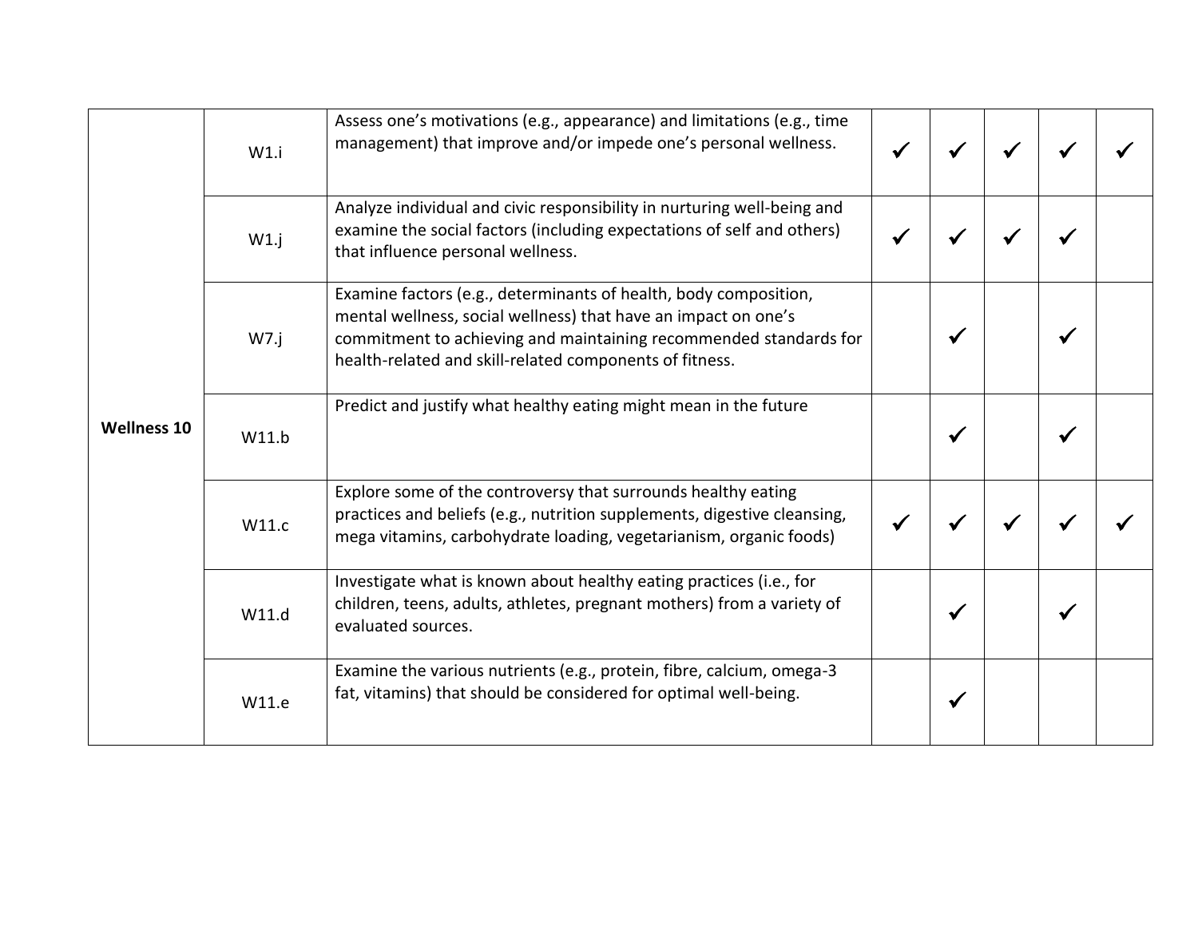| | | | | | | | |
|---|---|---|---|---|---|---|---|
| **Wellness 10** | W1.i | Assess one's motivations (e.g., appearance) and limitations (e.g., time management) that improve and/or impede one's personal wellness. | ✓ | ✓ | ✓ | ✓ | ✓ |
| | W1.j | Analyze individual and civic responsibility in nurturing well-being and examine the social factors (including expectations of self and others) that influence personal wellness. | ✓ | ✓ | ✓ | ✓ | |
| | W7.j | Examine factors (e.g., determinants of health, body composition, mental wellness, social wellness) that have an impact on one's commitment to achieving and maintaining recommended standards for health-related and skill-related components of fitness. | | ✓ | | ✓ | |
| | W11.b | Predict and justify what healthy eating might mean in the future | | ✓ | | ✓ | |
| | W11.c | Explore some of the controversy that surrounds healthy eating practices and beliefs (e.g., nutrition supplements, digestive cleansing, mega vitamins, carbohydrate loading, vegetarianism, organic foods) | ✓ | ✓ | ✓ | ✓ | ✓ |
| | W11.d | Investigate what is known about healthy eating practices (i.e., for children, teens, adults, athletes, pregnant mothers) from a variety of evaluated sources. | | ✓ | | ✓ | |
| | W11.e | Examine the various nutrients (e.g., protein, fibre, calcium, omega-3 fat, vitamins) that should be considered for optimal well-being. | | ✓ | | | |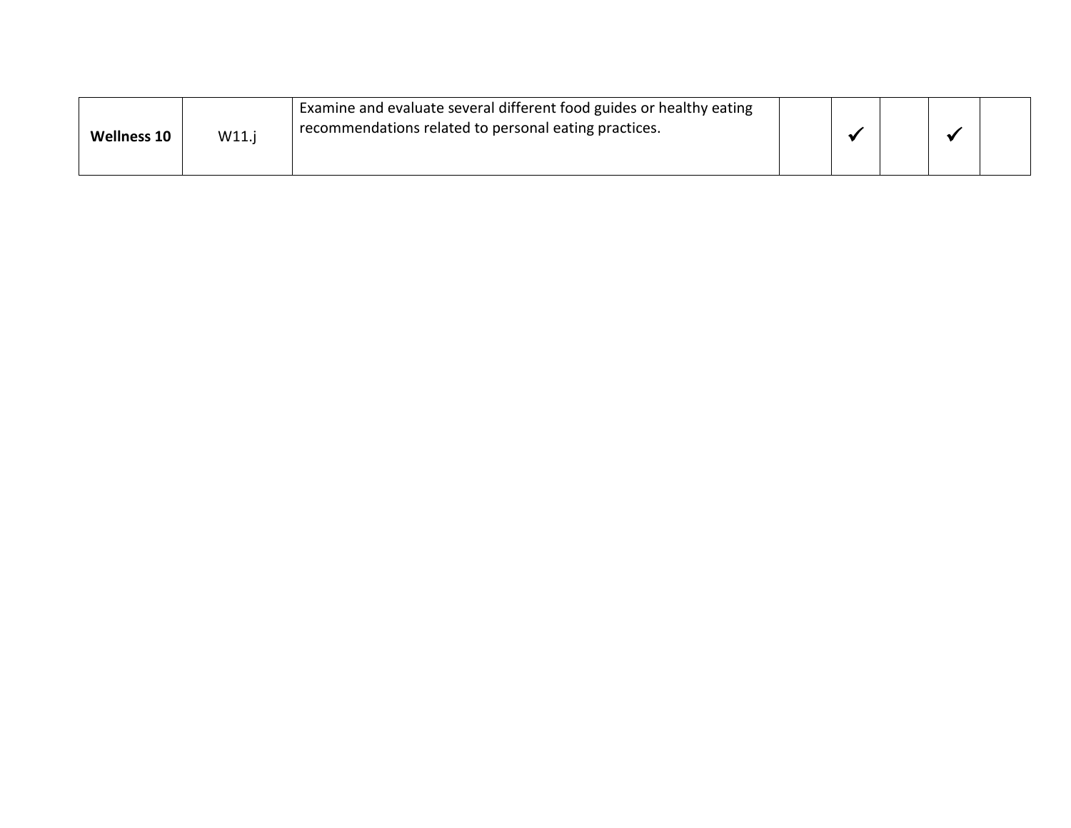| | | | | | | | |
|---|---|---|---|---|---|---|---|
| **Wellness 10** | W11.j | Examine and evaluate several different food guides or healthy eating recommendations related to personal eating practices. | | ✓ | | ✓ | |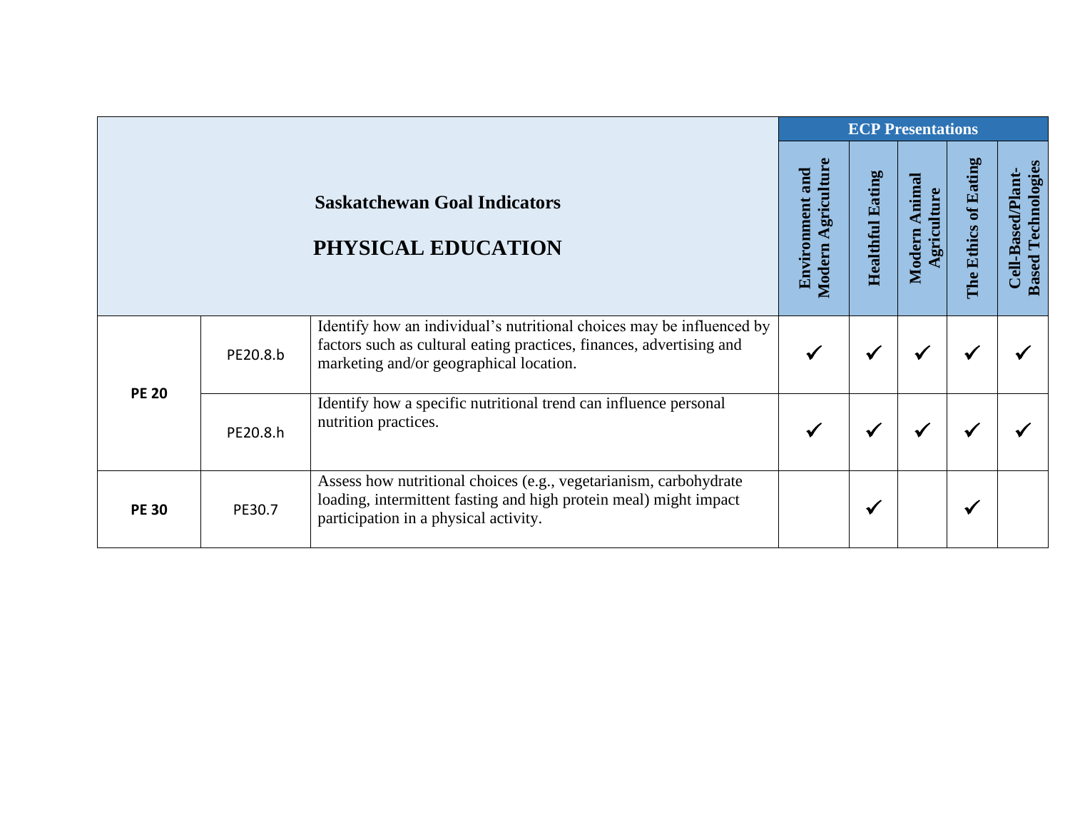| Saskatchewan Goal Indicators<br><br>PHYSICAL EDUCATION | | | ECP Presentations | | | | |
|---|---|---|---|---|---|---|---|
| | | | Environment and Modern Agriculture | Healthful Eating | Modern Animal Agriculture | The Ethics of Eating | Cell-Based/Plant-Based Technologies |
| **PE 20** | PE20.8.b | Identify how an individual's nutritional choices may be influenced by factors such as cultural eating practices, finances, advertising and marketing and/or geographical location. | ✓ | ✓ | ✓ | ✓ | ✓ |
| | PE20.8.h | Identify how a specific nutritional trend can influence personal nutrition practices. | ✓ | ✓ | ✓ | ✓ | ✓ |
| **PE 30** | PE30.7 | Assess how nutritional choices (e.g., vegetarianism, carbohydrate loading, intermittent fasting and high protein meal) might impact participation in a physical activity. | | ✓ | | ✓ | |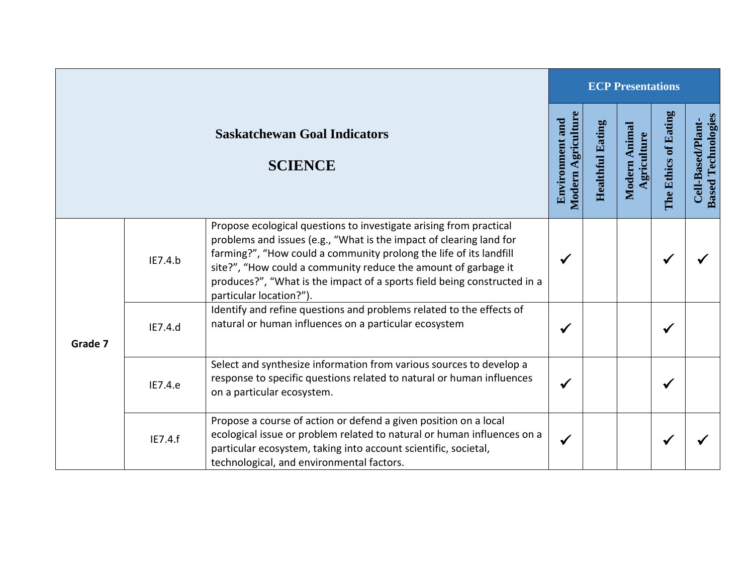| Saskatchewan Goal Indicators<br><br>SCIENCE | | | ECP Presentations | | | | |
|---|---|---|---|---|---|---|---|
| | | | Environment and Modern Agriculture | Healthful Eating | Modern Animal Agriculture | The Ethics of Eating | Cell-Based/Plant-Based Technologies |
| Grade 7 | IE7.4.b | Propose ecological questions to investigate arising from practical problems and issues (e.g., “What is the impact of clearing land for farming?”, “How could a community prolong the life of its landfill site?”, “How could a community reduce the amount of garbage it produces?”, “What is the impact of a sports field being constructed in a particular location?”). | ✓ | | | ✓ | ✓ |
| | IE7.4.d | Identify and refine questions and problems related to the effects of natural or human influences on a particular ecosystem | ✓ | | | ✓ | |
| | IE7.4.e | Select and synthesize information from various sources to develop a response to specific questions related to natural or human influences on a particular ecosystem. | ✓ | | | ✓ | |
| | IE7.4.f | Propose a course of action or defend a given position on a local ecological issue or problem related to natural or human influences on a particular ecosystem, taking into account scientific, societal, technological, and environmental factors. | ✓ | | | ✓ | ✓ |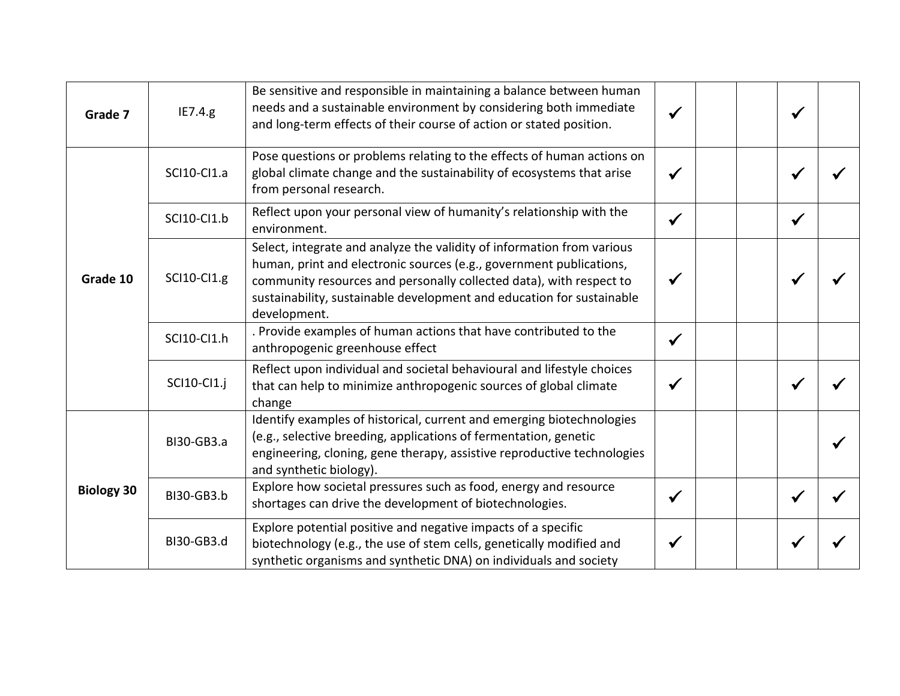| | | | | | | | |
|---|---|---|---|---|---|---|---|
| **Grade 7** | IE7.4.g | Be sensitive and responsible in maintaining a balance between human needs and a sustainable environment by considering both immediate and long-term effects of their course of action or stated position. | ✓ | | | ✓ | |
| **Grade 10** | SCI10-CI1.a | Pose questions or problems relating to the effects of human actions on global climate change and the sustainability of ecosystems that arise from personal research. | ✓ | | | ✓ | ✓ |
| | SCI10-CI1.b | Reflect upon your personal view of humanity's relationship with the environment. | ✓ | | | ✓ | |
| | SCI10-CI1.g | Select, integrate and analyze the validity of information from various human, print and electronic sources (e.g., government publications, community resources and personally collected data), with respect to sustainability, sustainable development and education for sustainable development. | ✓ | | | ✓ | ✓ |
| | SCI10-CI1.h | . Provide examples of human actions that have contributed to the anthropogenic greenhouse effect | ✓ | | | | |
| | SCI10-CI1.j | Reflect upon individual and societal behavioural and lifestyle choices that can help to minimize anthropogenic sources of global climate change | ✓ | | | ✓ | ✓ |
| **Biology 30** | BI30-GB3.a | Identify examples of historical, current and emerging biotechnologies (e.g., selective breeding, applications of fermentation, genetic engineering, cloning, gene therapy, assistive reproductive technologies and synthetic biology). | | | | | ✓ |
| | BI30-GB3.b | Explore how societal pressures such as food, energy and resource shortages can drive the development of biotechnologies. | ✓ | | | ✓ | ✓ |
| | BI30-GB3.d | Explore potential positive and negative impacts of a specific biotechnology (e.g., the use of stem cells, genetically modified and synthetic organisms and synthetic DNA) on individuals and society | ✓ | | | ✓ | ✓ |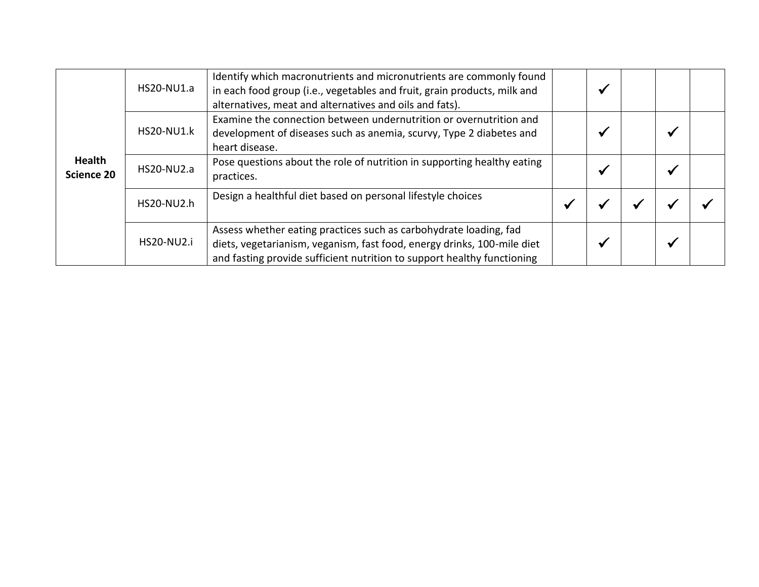| | | | | | | | |
|---|---|---|---|---|---|---|---|
| **Health Science 20** | HS20-NU1.a | Identify which macronutrients and micronutrients are commonly found in each food group (i.e., vegetables and fruit, grain products, milk and alternatives, meat and alternatives and oils and fats). | | ✓ | | | |
| | HS20-NU1.k | Examine the connection between undernutrition or overnutrition and development of diseases such as anemia, scurvy, Type 2 diabetes and heart disease. | | ✓ | | ✓ | |
| | HS20-NU2.a | Pose questions about the role of nutrition in supporting healthy eating practices. | | ✓ | | ✓ | |
| | HS20-NU2.h | Design a healthful diet based on personal lifestyle choices | ✓ | ✓ | ✓ | ✓ | ✓ |
| | HS20-NU2.i | Assess whether eating practices such as carbohydrate loading, fad diets, vegetarianism, veganism, fast food, energy drinks, 100-mile diet and fasting provide sufficient nutrition to support healthy functioning | | ✓ | | ✓ | |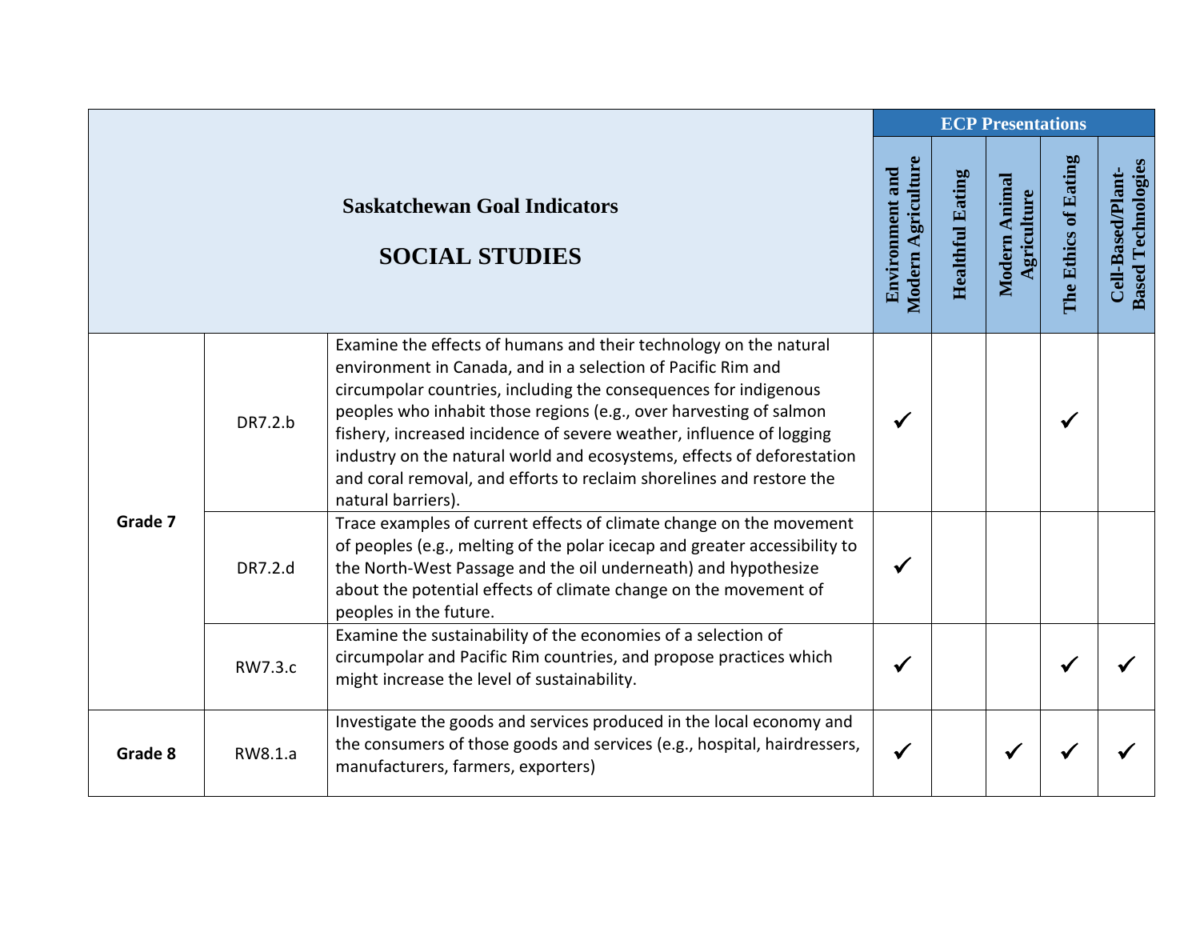| Saskatchewan Goal Indicators<br><br>SOCIAL STUDIES | | | ECP Presentations | | | | |
|---|---|---|---|---|---|---|---|
| | | | Environment and Modern Agriculture | Healthful Eating | Modern Animal Agriculture | The Ethics of Eating | Cell-Based/Plant-Based Technologies |
| **Grade 7** | DR7.2.b | Examine the effects of humans and their technology on the natural environment in Canada, and in a selection of Pacific Rim and circumpolar countries, including the consequences for indigenous peoples who inhabit those regions (e.g., over harvesting of salmon fishery, increased incidence of severe weather, influence of logging industry on the natural world and ecosystems, effects of deforestation and coral removal, and efforts to reclaim shorelines and restore the natural barriers). | ✓ | | | ✓ | |
| | DR7.2.d | Trace examples of current effects of climate change on the movement of peoples (e.g., melting of the polar icecap and greater accessibility to the North-West Passage and the oil underneath) and hypothesize about the potential effects of climate change on the movement of peoples in the future. | ✓ | | | | |
| | RW7.3.c | Examine the sustainability of the economies of a selection of circumpolar and Pacific Rim countries, and propose practices which might increase the level of sustainability. | ✓ | | | ✓ | ✓ |
| **Grade 8** | RW8.1.a | Investigate the goods and services produced in the local economy and the consumers of those goods and services (e.g., hospital, hairdressers, manufacturers, farmers, exporters) | ✓ | | ✓ | ✓ | ✓ |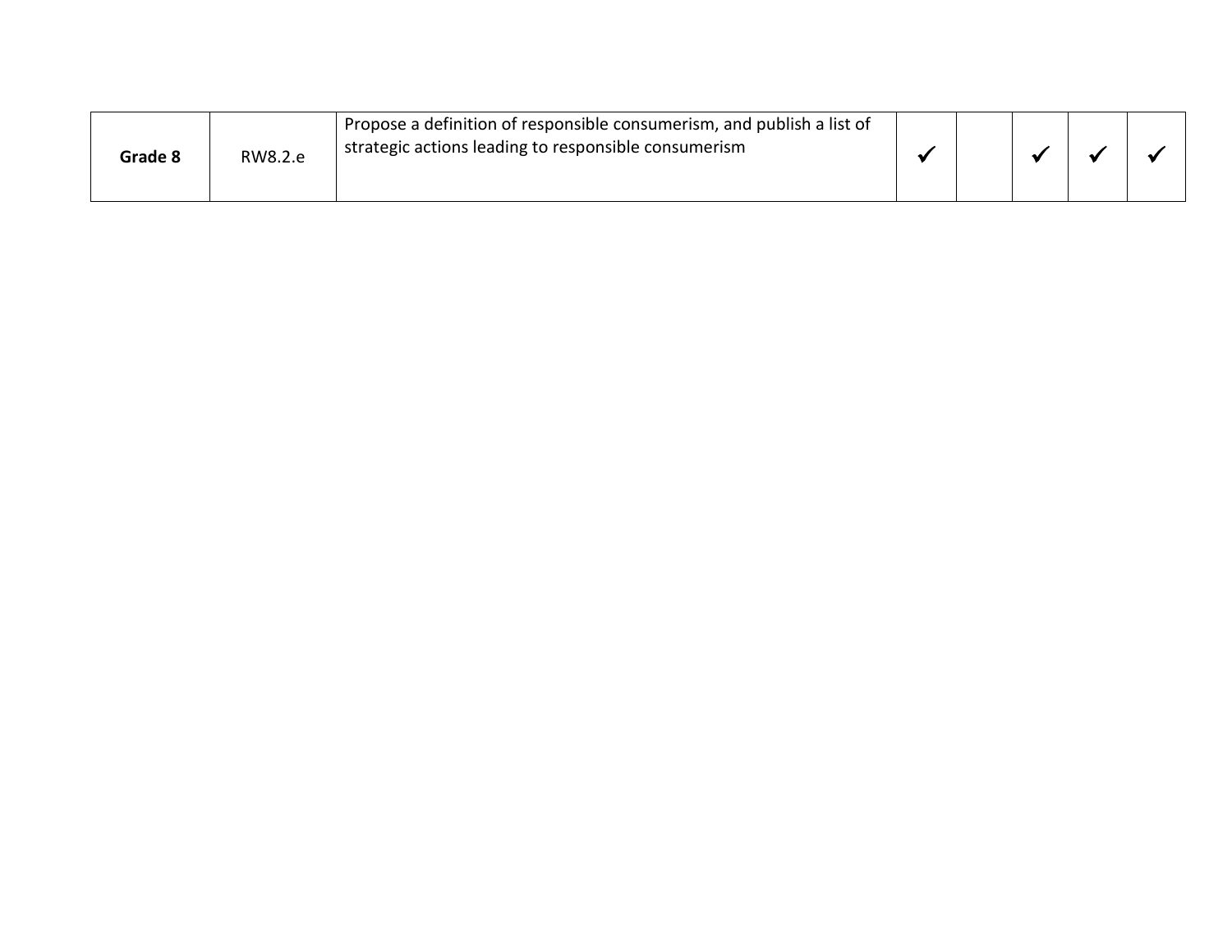| | | | | | | | |
|---|---|---|---|---|---|---|---|
| **Grade 8** | RW8.2.e | Propose a definition of responsible consumerism, and publish a list of strategic actions leading to responsible consumerism | ✓ | | ✓ | ✓ | ✓ |